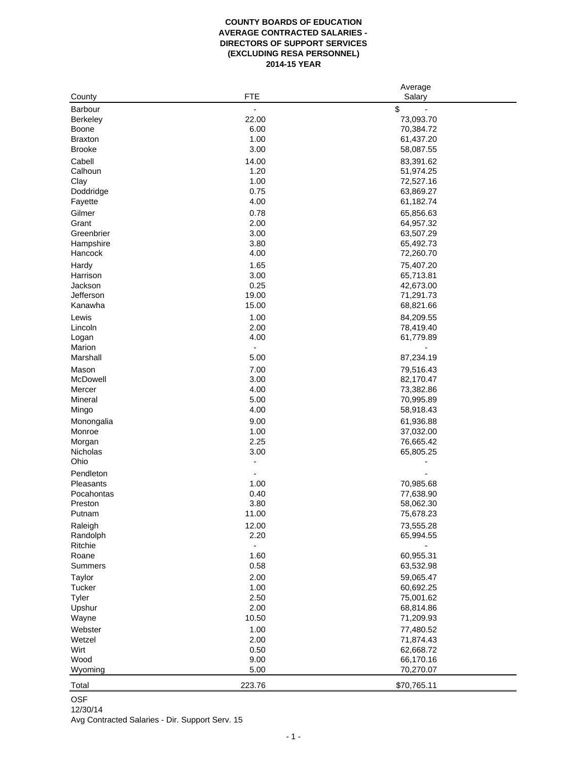**COUNTY BOARDS OF EDUCATION**
**AVERAGE CONTRACTED SALARIES -**
**DIRECTORS OF SUPPORT SERVICES**
**(EXCLUDING RESA PERSONNEL)**
**2014-15 YEAR**

| County | FTE | Average Salary |
|---|---|---|
| Barbour | - | $ - |
| Berkeley | 22.00 | 73,093.70 |
| Boone | 6.00 | 70,384.72 |
| Braxton | 1.00 | 61,437.20 |
| Brooke | 3.00 | 58,087.55 |
| Cabell | 14.00 | 83,391.62 |
| Calhoun | 1.20 | 51,974.25 |
| Clay | 1.00 | 72,527.16 |
| Doddridge | 0.75 | 63,869.27 |
| Fayette | 4.00 | 61,182.74 |
| Gilmer | 0.78 | 65,856.63 |
| Grant | 2.00 | 64,957.32 |
| Greenbrier | 3.00 | 63,507.29 |
| Hampshire | 3.80 | 65,492.73 |
| Hancock | 4.00 | 72,260.70 |
| Hardy | 1.65 | 75,407.20 |
| Harrison | 3.00 | 65,713.81 |
| Jackson | 0.25 | 42,673.00 |
| Jefferson | 19.00 | 71,291.73 |
| Kanawha | 15.00 | 68,821.66 |
| Lewis | 1.00 | 84,209.55 |
| Lincoln | 2.00 | 78,419.40 |
| Logan | 4.00 | 61,779.89 |
| Marion | - | - |
| Marshall | 5.00 | 87,234.19 |
| Mason | 7.00 | 79,516.43 |
| McDowell | 3.00 | 82,170.47 |
| Mercer | 4.00 | 73,382.86 |
| Mineral | 5.00 | 70,995.89 |
| Mingo | 4.00 | 58,918.43 |
| Monongalia | 9.00 | 61,936.88 |
| Monroe | 1.00 | 37,032.00 |
| Morgan | 2.25 | 76,665.42 |
| Nicholas | 3.00 | 65,805.25 |
| Ohio | - | - |
| Pendleton | - | - |
| Pleasants | 1.00 | 70,985.68 |
| Pocahontas | 0.40 | 77,638.90 |
| Preston | 3.80 | 58,062.30 |
| Putnam | 11.00 | 75,678.23 |
| Raleigh | 12.00 | 73,555.28 |
| Randolph | 2.20 | 65,994.55 |
| Ritchie | - | - |
| Roane | 1.60 | 60,955.31 |
| Summers | 0.58 | 63,532.98 |
| Taylor | 2.00 | 59,065.47 |
| Tucker | 1.00 | 60,692.25 |
| Tyler | 2.50 | 75,001.62 |
| Upshur | 2.00 | 68,814.86 |
| Wayne | 10.50 | 71,209.93 |
| Webster | 1.00 | 77,480.52 |
| Wetzel | 2.00 | 71,874.43 |
| Wirt | 0.50 | 62,668.72 |
| Wood | 9.00 | 66,170.16 |
| Wyoming | 5.00 | 70,270.07 |
| Total | 223.76 | $70,765.11 |

OSF
12/30/14
Avg Contracted Salaries - Dir. Support Serv. 15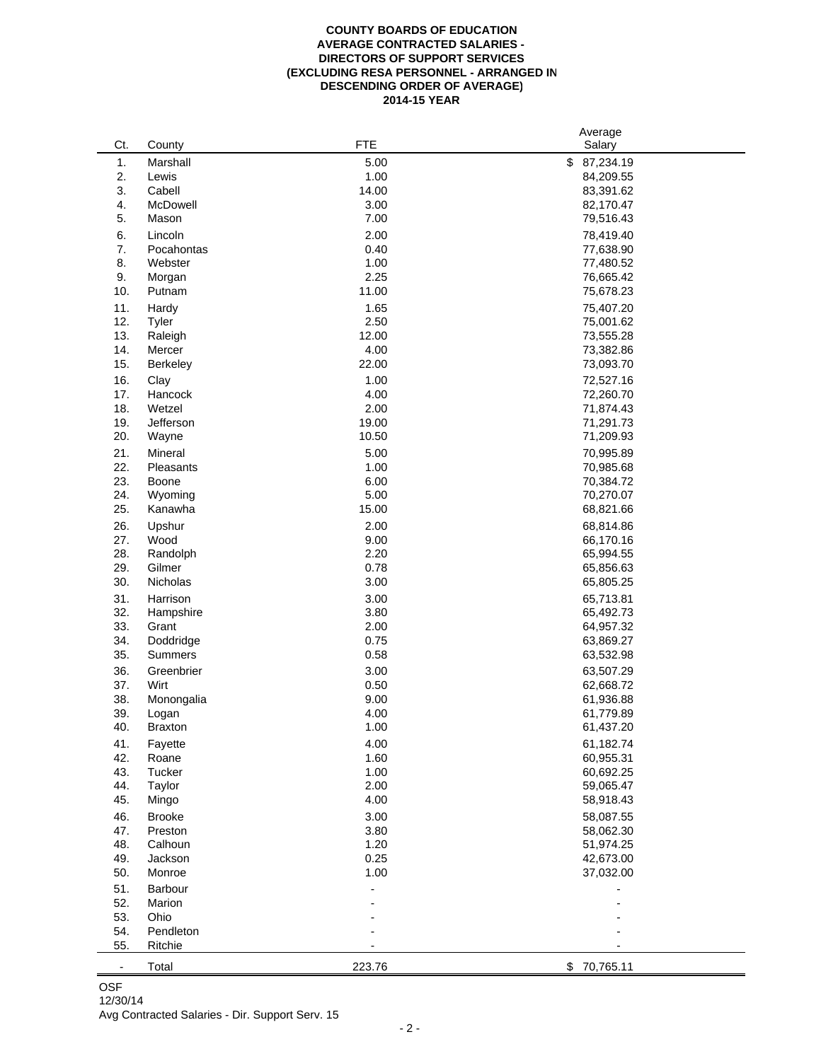**COUNTY BOARDS OF EDUCATION**
**AVERAGE CONTRACTED SALARIES -**
**DIRECTORS OF SUPPORT SERVICES**
**(EXCLUDING RESA PERSONNEL - ARRANGED IN**
**DESCENDING ORDER OF AVERAGE)**
**2014-15 YEAR**

| Ct. | County | FTE | Average Salary |
|---|---|---|---|
| 1. | Marshall | 5.00 | $ 87,234.19 |
| 2. | Lewis | 1.00 | 84,209.55 |
| 3. | Cabell | 14.00 | 83,391.62 |
| 4. | McDowell | 3.00 | 82,170.47 |
| 5. | Mason | 7.00 | 79,516.43 |
| 6. | Lincoln | 2.00 | 78,419.40 |
| 7. | Pocahontas | 0.40 | 77,638.90 |
| 8. | Webster | 1.00 | 77,480.52 |
| 9. | Morgan | 2.25 | 76,665.42 |
| 10. | Putnam | 11.00 | 75,678.23 |
| 11. | Hardy | 1.65 | 75,407.20 |
| 12. | Tyler | 2.50 | 75,001.62 |
| 13. | Raleigh | 12.00 | 73,555.28 |
| 14. | Mercer | 4.00 | 73,382.86 |
| 15. | Berkeley | 22.00 | 73,093.70 |
| 16. | Clay | 1.00 | 72,527.16 |
| 17. | Hancock | 4.00 | 72,260.70 |
| 18. | Wetzel | 2.00 | 71,874.43 |
| 19. | Jefferson | 19.00 | 71,291.73 |
| 20. | Wayne | 10.50 | 71,209.93 |
| 21. | Mineral | 5.00 | 70,995.89 |
| 22. | Pleasants | 1.00 | 70,985.68 |
| 23. | Boone | 6.00 | 70,384.72 |
| 24. | Wyoming | 5.00 | 70,270.07 |
| 25. | Kanawha | 15.00 | 68,821.66 |
| 26. | Upshur | 2.00 | 68,814.86 |
| 27. | Wood | 9.00 | 66,170.16 |
| 28. | Randolph | 2.20 | 65,994.55 |
| 29. | Gilmer | 0.78 | 65,856.63 |
| 30. | Nicholas | 3.00 | 65,805.25 |
| 31. | Harrison | 3.00 | 65,713.81 |
| 32. | Hampshire | 3.80 | 65,492.73 |
| 33. | Grant | 2.00 | 64,957.32 |
| 34. | Doddridge | 0.75 | 63,869.27 |
| 35. | Summers | 0.58 | 63,532.98 |
| 36. | Greenbrier | 3.00 | 63,507.29 |
| 37. | Wirt | 0.50 | 62,668.72 |
| 38. | Monongalia | 9.00 | 61,936.88 |
| 39. | Logan | 4.00 | 61,779.89 |
| 40. | Braxton | 1.00 | 61,437.20 |
| 41. | Fayette | 4.00 | 61,182.74 |
| 42. | Roane | 1.60 | 60,955.31 |
| 43. | Tucker | 1.00 | 60,692.25 |
| 44. | Taylor | 2.00 | 59,065.47 |
| 45. | Mingo | 4.00 | 58,918.43 |
| 46. | Brooke | 3.00 | 58,087.55 |
| 47. | Preston | 3.80 | 58,062.30 |
| 48. | Calhoun | 1.20 | 51,974.25 |
| 49. | Jackson | 0.25 | 42,673.00 |
| 50. | Monroe | 1.00 | 37,032.00 |
| 51. | Barbour | - | - |
| 52. | Marion | - | - |
| 53. | Ohio | - | - |
| 54. | Pendleton | - | - |
| 55. | Ritchie | - | - |
| - | Total | 223.76 | $ 70,765.11 |

OSF
12/30/14
Avg Contracted Salaries - Dir. Support Serv. 15